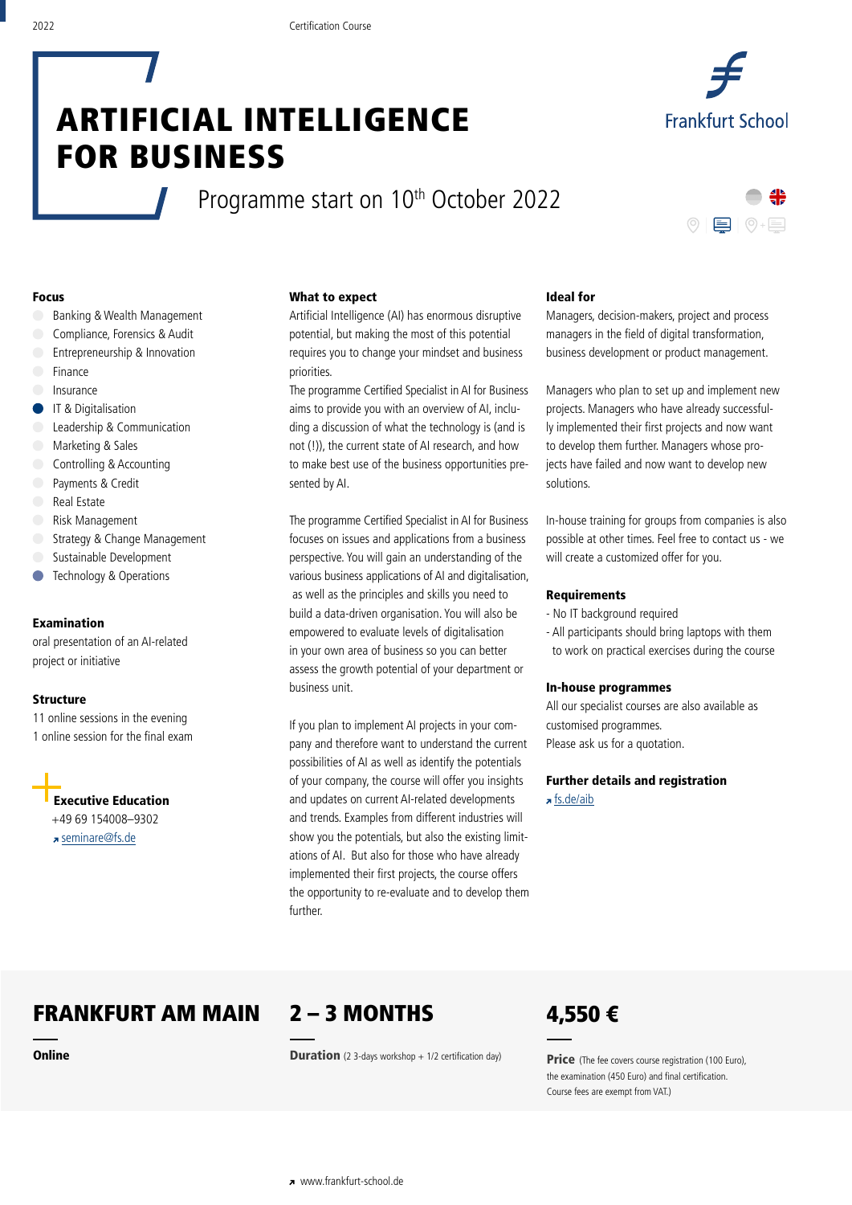2022

Certification Course

# ARTIFICIAL INTELLIGENCE FOR BUSINESS

Frankfurt School

Programme start on 10th October 2022

### Focus

- Banking & Wealth Management
- Compliance, Forensics & Audit
- Entrepreneurship & Innovation
- Finance
- Insurance
- IT & Digitalisation
- Leadership & Communication
- Marketing & Sales
- Controlling & Accounting
- Payments & Credit
- Real Estate
- Risk Management
- Strategy & Change Management
- Sustainable Development
- Technology & Operations

### Examination

oral presentation of an AI-related project or initiative

### Structure

11 online sessions in the evening
1 online session for the final exam

**Executive Education**
+49 69 154008–9302
seminare@fs.de

### What to expect

Artificial Intelligence (AI) has enormous disruptive potential, but making the most of this potential requires you to change your mindset and business priorities.
The programme Certified Specialist in AI for Business aims to provide you with an overview of AI, including a discussion of what the technology is (and is not (!)), the current state of AI research, and how to make best use of the business opportunities presented by AI.

The programme Certified Specialist in AI for Business focuses on issues and applications from a business perspective. You will gain an understanding of the various business applications of AI and digitalisation, as well as the principles and skills you need to build a data-driven organisation. You will also be empowered to evaluate levels of digitalisation in your own area of business so you can better assess the growth potential of your department or business unit.

If you plan to implement AI projects in your company and therefore want to understand the current possibilities of AI as well as identify the potentials of your company, the course will offer you insights and updates on current AI-related developments and trends. Examples from different industries will show you the potentials, but also the existing limitations of AI. But also for those who have already implemented their first projects, the course offers the opportunity to re-evaluate and to develop them further.

### Ideal for

Managers, decision-makers, project and process managers in the field of digital transformation, business development or product management.

Managers who plan to set up and implement new projects. Managers who have already successfully implemented their first projects and now want to develop them further. Managers whose projects have failed and now want to develop new solutions.

In-house training for groups from companies is also possible at other times. Feel free to contact us - we will create a customized offer for you.

### Requirements

- No IT background required
- All participants should bring laptops with them to work on practical exercises during the course

### In-house programmes

All our specialist courses are also available as customised programmes.
Please ask us for a quotation.

### Further details and registration

fs.de/aib

## FRANKFURT AM MAIN

**Online**

## 2 – 3 MONTHS

**Duration** (2 3-days workshop + 1/2 certification day)

## 4,550 €

**Price** (The fee covers course registration (100 Euro), the examination (450 Euro) and final certification. Course fees are exempt from VAT.)

www.frankfurt-school.de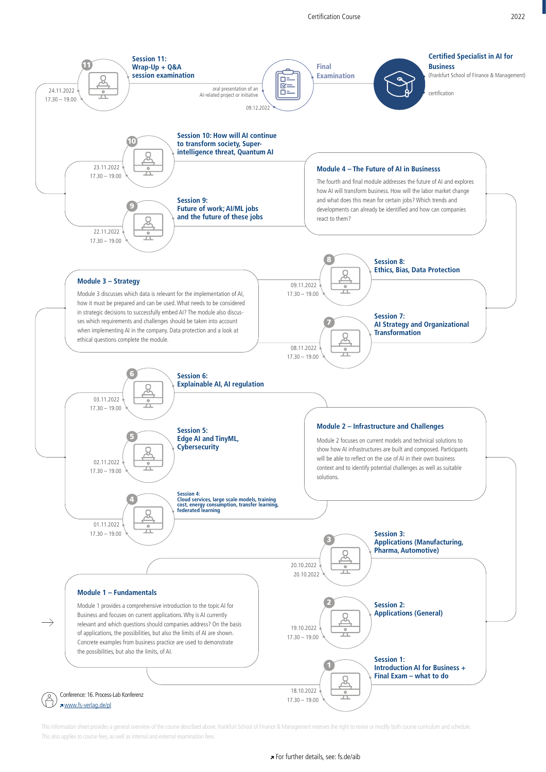## Module 1 – Fundamentals

Module 1 provides a comprehensive introduction to the topic AI for Business and focuses on current applications. Why is AI currently relevant and which questions should companies address? On the basis of applications, the possibilities, but also the limits of AI are shown. Concrete examples from business practice are used to demonstrate the possibilities, but also the limits, of AI.

**Session 1: Introduction to AI for Business + Final Exam – what to do**
18.10.2022
17.30 – 19.00

**Session 2: Applications (General)**
19.10.2022
17.30 – 19.00

**Session 3: Applications (Manufacturing, Pharma, Automotive)**
20.10.2022
20.10.2022

## Module 2 – Infrastructure and Challenges

Module 2 focuses on current models and technical solutions to show how AI infrastructures are built and composed. Participants will be able to reflect on the use of AI in their own business context and to identify potential challenges as well as suitable solutions.

**Session 4: Cloud services, large scale models, training cost, energy consumption, transfer learning, federated learning**
01.11.2022
17.30 – 19.00

**Session 5: Edge AI and TinyML, Cybersecurity**
02.11.2022
17.30 – 19.00

**Session 6: Explainable AI, AI regulation**
03.11.2022
17.30 – 19.00

## Module 3 – Strategy

Module 3 discusses which data is relevant for the implementation of AI, how it must be prepared and can be used. What needs to be considered in strategic decisions to successfully embed AI? The module also discusses which requirements and challenges should be taken into account when implementing AI in the company. Data protection and a look at ethical questions complete the module.

**Session 7: AI Strategy and Organizational Transformation**
08.11.2022
17.30 – 19.00

**Session 8: Ethics, Bias, Data Protection**
09.11.2022
17.30 – 19.00

## Module 4 – The Future of AI in Businesss

The fourth and final module addresses the future of AI and explores how AI will transform business. How will the labor market change and what does this mean for certain jobs? Which trends and developments can already be identified and how can companies react to them?

**Session 9: Future of work; AI/ML jobs and the future of these jobs**
22.11.2022
17.30 – 19.00

**Session 10: How will AI continue to transform society, Super-intelligence threat, Quantum AI**
23.11.2022
17.30 – 19.00

**Session 11: Wrap-Up + Q&A session examination**
24.11.2022
17.30 – 19.00

**Final Examination**
oral presentation of an AI-related project or initiative
09.12.2022

**Certified Specialist in AI for Business**
(Frankfurt School of Finance & Management)
certification

Conference: 16. Process-Lab Konferenz
www.fs-verlag.de/pl

This information sheet provides a general overview of the course described above. Frankfurt School of Finance & Management reserves the right to revise or modify both course curriculum and schedule. This also applies to course fees, as well as internal and external examination fees.

For further details, see: fs.de/aib